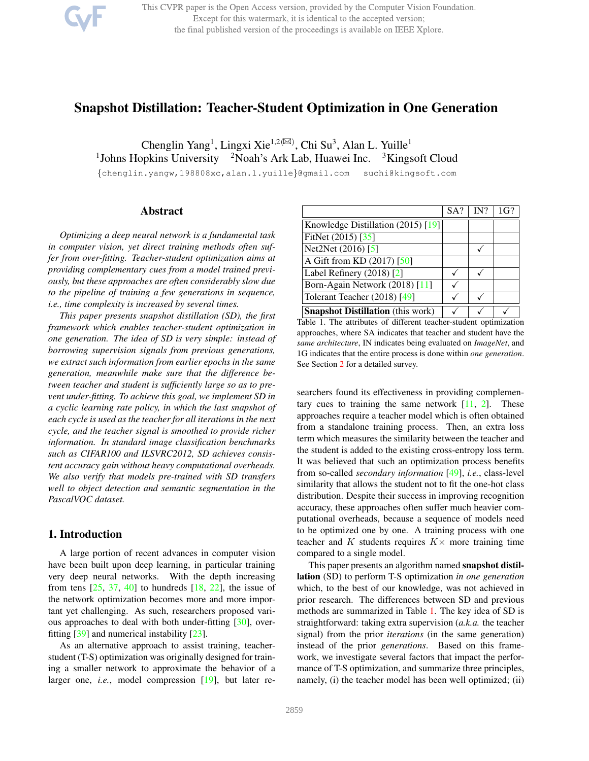# Snapshot Distillation: Teacher-Student Optimization in One Generation

Chenglin Yang[1], Lingxi Xie[1,2(✉)], Chi Su[3], Alan L. Yuille[1]

[1]Johns Hopkins University [2]Noah's Ark Lab, Huawei Inc. [3]Kingsoft Cloud

{chenglin.yangw,198808xc,alan.l.yuille}@gmail.com suchi@kingsoft.com

## Abstract

*Optimizing a deep neural network is a fundamental task in computer vision, yet direct training methods often suffer from over-fitting. Teacher-student optimization aims at providing complementary cues from a model trained previously, but these approaches are often considerably slow due to the pipeline of training a few generations in sequence, i.e., time complexity is increased by several times.*

*This paper presents snapshot distillation (SD), the first framework which enables teacher-student optimization in one generation. The idea of SD is very simple: instead of borrowing supervision signals from previous generations, we extract such information from earlier epochs in the same generation, meanwhile make sure that the difference between teacher and student is sufficiently large so as to prevent under-fitting. To achieve this goal, we implement SD in a cyclic learning rate policy, in which the last snapshot of each cycle is used as the teacher for all iterations in the next cycle, and the teacher signal is smoothed to provide richer information. In standard image classification benchmarks such as CIFAR100 and ILSVRC2012, SD achieves consistent accuracy gain without heavy computational overheads. We also verify that models pre-trained with SD transfers well to object detection and semantic segmentation in the PascalVOC dataset.*

## 1. Introduction

A large portion of recent advances in computer vision have been built upon deep learning, in particular training very deep neural networks. With the depth increasing from tens [25, 37, 40] to hundreds [18, 22], the issue of the network optimization becomes more and more important yet challenging. As such, researchers proposed various approaches to deal with both under-fitting [30], over-fitting [39] and numerical instability [23].

As an alternative approach to assist training, teacher-student (T-S) optimization was originally designed for training a smaller network to approximate the behavior of a larger one, *i.e.*, model compression [19], but later researchers found its effectiveness in providing complementary cues to training the same network [11, 2]. These approaches require a teacher model which is often obtained from a standalone training process. Then, an extra loss term which measures the similarity between the teacher and the student is added to the existing cross-entropy loss term. It was believed that such an optimization process benefits from so-called *secondary information* [49], *i.e.*, class-level similarity that allows the student not to fit the one-hot class distribution. Despite their success in improving recognition accuracy, these approaches often suffer much heavier computational overheads, because a sequence of models need to be optimized one by one. A training process with one teacher and $K$ students requires $K\times$ more training time compared to a single model.

| | SA? | IN? | 1G? |
|---|---|---|---|
| Knowledge Distillation (2015) [19] | | | |
| FitNet (2015) [35] | | | |
| Net2Net (2016) [5] | | ✓ | |
| A Gift from KD (2017) [50] | | | |
| Label Refinery (2018) [2] | ✓ | ✓ | |
| Born-Again Network (2018) [11] | ✓ | | |
| Tolerant Teacher (2018) [49] | ✓ | ✓ | |
| **Snapshot Distillation** (this work) | ✓ | ✓ | ✓ |

Table 1. The attributes of different teacher-student optimization approaches, where SA indicates that teacher and student have the *same architecture*, IN indicates being evaluated on *ImageNet*, and 1G indicates that the entire process is done within *one generation*. See Section 2 for a detailed survey.

This paper presents an algorithm named **snapshot distillation** (SD) to perform T-S optimization *in one generation* which, to the best of our knowledge, was not achieved in prior research. The differences between SD and previous methods are summarized in Table 1. The key idea of SD is straightforward: taking extra supervision (*a.k.a.* the teacher signal) from the prior *iterations* (in the same generation) instead of the prior *generations*. Based on this framework, we investigate several factors that impact the performance of T-S optimization, and summarize three principles, namely, (i) the teacher model has been well optimized; (ii)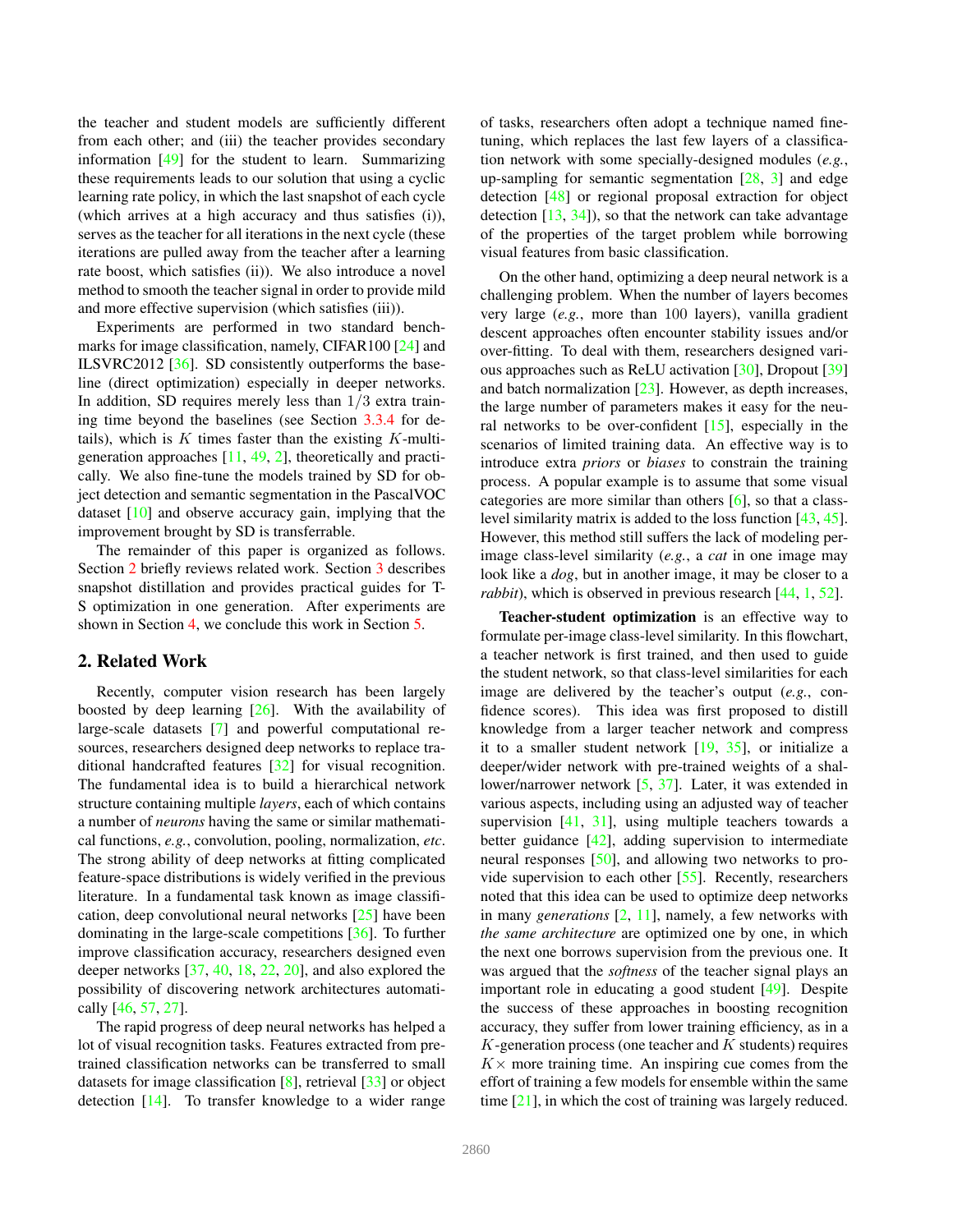the teacher and student models are sufficiently different from each other; and (iii) the teacher provides secondary information [49] for the student to learn. Summarizing these requirements leads to our solution that using a cyclic learning rate policy, in which the last snapshot of each cycle (which arrives at a high accuracy and thus satisfies (i)), serves as the teacher for all iterations in the next cycle (these iterations are pulled away from the teacher after a learning rate boost, which satisfies (ii)). We also introduce a novel method to smooth the teacher signal in order to provide mild and more effective supervision (which satisfies (iii)).

Experiments are performed in two standard benchmarks for image classification, namely, CIFAR100 [24] and ILSVRC2012 [36]. SD consistently outperforms the baseline (direct optimization) especially in deeper networks. In addition, SD requires merely less than $1/3$ extra training time beyond the baselines (see Section 3.3.4 for details), which is $K$ times faster than the existing $K$-multi-generation approaches [11, 49, 2], theoretically and practically. We also fine-tune the models trained by SD for object detection and semantic segmentation in the PascalVOC dataset [10] and observe accuracy gain, implying that the improvement brought by SD is transferrable.

The remainder of this paper is organized as follows. Section 2 briefly reviews related work. Section 3 describes snapshot distillation and provides practical guides for T-S optimization in one generation. After experiments are shown in Section 4, we conclude this work in Section 5.

## 2. Related Work

Recently, computer vision research has been largely boosted by deep learning [26]. With the availability of large-scale datasets [7] and powerful computational resources, researchers designed deep networks to replace traditional handcrafted features [32] for visual recognition. The fundamental idea is to build a hierarchical network structure containing multiple *layers*, each of which contains a number of *neurons* having the same or similar mathematical functions, *e.g.*, convolution, pooling, normalization, *etc*. The strong ability of deep networks at fitting complicated feature-space distributions is widely verified in the previous literature. In a fundamental task known as image classification, deep convolutional neural networks [25] have been dominating in the large-scale competitions [36]. To further improve classification accuracy, researchers designed even deeper networks [37, 40, 18, 22, 20], and also explored the possibility of discovering network architectures automatically [46, 57, 27].

The rapid progress of deep neural networks has helped a lot of visual recognition tasks. Features extracted from pre-trained classification networks can be transferred to small datasets for image classification [8], retrieval [33] or object detection [14]. To transfer knowledge to a wider range of tasks, researchers often adopt a technique named fine-tuning, which replaces the last few layers of a classification network with some specially-designed modules (*e.g.*, up-sampling for semantic segmentation [28, 3] and edge detection [48] or regional proposal extraction for object detection [13, 34]), so that the network can take advantage of the properties of the target problem while borrowing visual features from basic classification.

On the other hand, optimizing a deep neural network is a challenging problem. When the number of layers becomes very large (*e.g.*, more than 100 layers), vanilla gradient descent approaches often encounter stability issues and/or over-fitting. To deal with them, researchers designed various approaches such as ReLU activation [30], Dropout [39] and batch normalization [23]. However, as depth increases, the large number of parameters makes it easy for the neural networks to be over-confident [15], especially in the scenarios of limited training data. An effective way is to introduce extra *priors* or *biases* to constrain the training process. A popular example is to assume that some visual categories are more similar than others [6], so that a class-level similarity matrix is added to the loss function [43, 45]. However, this method still suffers the lack of modeling per-image class-level similarity (*e.g.*, a *cat* in one image may look like a *dog*, but in another image, it may be closer to a *rabbit*), which is observed in previous research [44, 1, 52].

**Teacher-student optimization** is an effective way to formulate per-image class-level similarity. In this flowchart, a teacher network is first trained, and then used to guide the student network, so that class-level similarities for each image are delivered by the teacher's output (*e.g.*, confidence scores). This idea was first proposed to distill knowledge from a larger teacher network and compress it to a smaller student network [19, 35], or initialize a deeper/wider network with pre-trained weights of a shallower/narrower network [5, 37]. Later, it was extended in various aspects, including using an adjusted way of teacher supervision [41, 31], using multiple teachers towards a better guidance [42], adding supervision to intermediate neural responses [50], and allowing two networks to provide supervision to each other [55]. Recently, researchers noted that this idea can be used to optimize deep networks in many *generations* [2, 11], namely, a few networks with *the same architecture* are optimized one by one, in which the next one borrows supervision from the previous one. It was argued that the *softness* of the teacher signal plays an important role in educating a good student [49]. Despite the success of these approaches in boosting recognition accuracy, they suffer from lower training efficiency, as in a $K$-generation process (one teacher and $K$ students) requires $K\times$ more training time. An inspiring cue comes from the effort of training a few models for ensemble within the same time [21], in which the cost of training was largely reduced.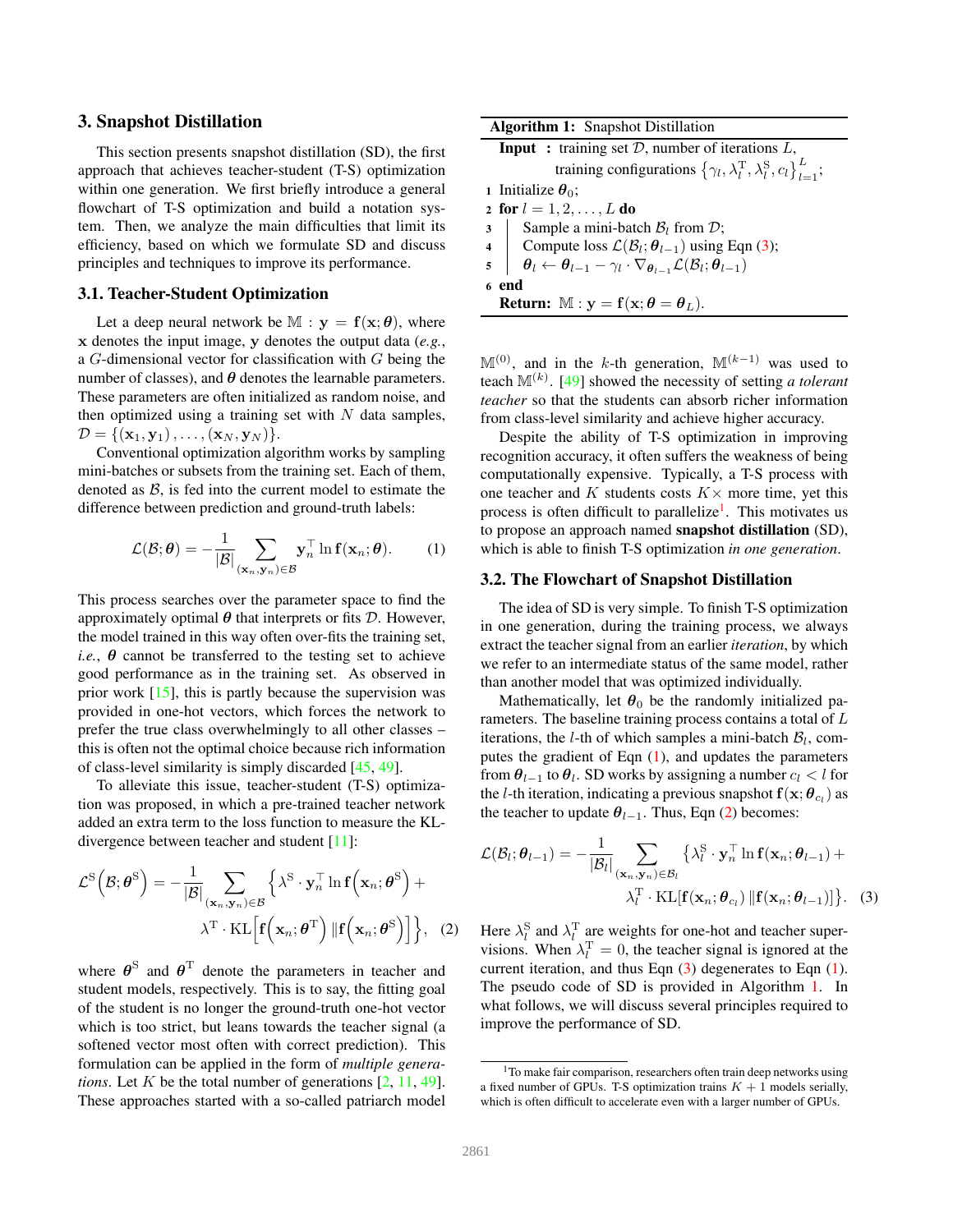## 3. Snapshot Distillation

This section presents snapshot distillation (SD), the first approach that achieves teacher-student (T-S) optimization within one generation. We first briefly introduce a general flowchart of T-S optimization and build a notation system. Then, we analyze the main difficulties that limit its efficiency, based on which we formulate SD and discuss principles and techniques to improve its performance.

### 3.1. Teacher-Student Optimization

Let a deep neural network be $\mathbb{M} : \mathbf{y} = \mathbf{f}(\mathbf{x}; \boldsymbol{\theta})$, where $\mathbf{x}$ denotes the input image, $\mathbf{y}$ denotes the output data (*e.g.*, a $G$-dimensional vector for classification with $G$ being the number of classes), and $\boldsymbol{\theta}$ denotes the learnable parameters. These parameters are often initialized as random noise, and then optimized using a training set with $N$ data samples, $\mathcal{D} = \{(\mathbf{x}_1, \mathbf{y}_1), \ldots, (\mathbf{x}_N, \mathbf{y}_N)\}$.

Conventional optimization algorithm works by sampling mini-batches or subsets from the training set. Each of them, denoted as $\mathcal{B}$, is fed into the current model to estimate the difference between prediction and ground-truth labels:

$$\mathcal{L}(\mathcal{B}; \boldsymbol{\theta}) = -\frac{1}{|\mathcal{B}|} \sum_{(\mathbf{x}_n, \mathbf{y}_n) \in \mathcal{B}} \mathbf{y}_n^\top \ln \mathbf{f}(\mathbf{x}_n; \boldsymbol{\theta}). \tag{1}$$

This process searches over the parameter space to find the approximately optimal $\boldsymbol{\theta}$ that interprets or fits $\mathcal{D}$. However, the model trained in this way often over-fits the training set, *i.e.*, $\boldsymbol{\theta}$ cannot be transferred to the testing set to achieve good performance as in the training set. As observed in prior work [15], this is partly because the supervision was provided in one-hot vectors, which forces the network to prefer the true class overwhelmingly to all other classes – this is often not the optimal choice because rich information of class-level similarity is simply discarded [45, 49].

To alleviate this issue, teacher-student (T-S) optimization was proposed, in which a pre-trained teacher network added an extra term to the loss function to measure the KL-divergence between teacher and student [11]:

$$\mathcal{L}^{\mathrm{S}}\Big(\mathcal{B}; \boldsymbol{\theta}^{\mathrm{S}}\Big) = -\frac{1}{|\mathcal{B}|} \sum_{(\mathbf{x}_n, \mathbf{y}_n) \in \mathcal{B}} \Big\{ \lambda^{\mathrm{S}} \cdot \mathbf{y}_n^\top \ln \mathbf{f}\Big(\mathbf{x}_n; \boldsymbol{\theta}^{\mathrm{S}}\Big) + \lambda^{\mathrm{T}} \cdot \mathrm{KL}\Big[\mathbf{f}\Big(\mathbf{x}_n; \boldsymbol{\theta}^{\mathrm{T}}\Big) \,\|\mathbf{f}\Big(\mathbf{x}_n; \boldsymbol{\theta}^{\mathrm{S}}\Big)\Big] \Big\}, \tag{2}$$

where $\boldsymbol{\theta}^{\mathrm{S}}$ and $\boldsymbol{\theta}^{\mathrm{T}}$ denote the parameters in teacher and student models, respectively. This is to say, the fitting goal of the student is no longer the ground-truth one-hot vector which is too strict, but leans towards the teacher signal (a softened vector most often with correct prediction). This formulation can be applied in the form of *multiple generations*. Let $K$ be the total number of generations [2, 11, 49]. These approaches started with a so-called patriarch model $\mathbb{M}^{(0)}$, and in the $k$-th generation, $\mathbb{M}^{(k-1)}$ was used to teach $\mathbb{M}^{(k)}$. [49] showed the necessity of setting *a tolerant teacher* so that the students can absorb richer information from class-level similarity and achieve higher accuracy.

Despite the ability of T-S optimization in improving recognition accuracy, it often suffers the weakness of being computationally expensive. Typically, a T-S process with one teacher and $K$ students costs $K\times$ more time, yet this process is often difficult to parallelize[1]. This motivates us to propose an approach named **snapshot distillation** (SD), which is able to finish T-S optimization *in one generation*.

**Algorithm 1:** Snapshot Distillation

**Input :** training set $\mathcal{D}$, number of iterations $L$, training configurations $\left\{\gamma_l, \lambda_l^{\mathrm{T}}, \lambda_l^{\mathrm{S}}, c_l\right\}_{l=1}^{L}$;

```
1 Initialize θ_0;
2 for l = 1, 2, ..., L do
3 |  Sample a mini-batch B_l from D;
4 |  Compute loss L(B_l; θ_{l-1}) using Eqn (3);
5 |  θ_l ← θ_{l-1} − γ_l · ∇_{θ_{l-1}} L(B_l; θ_{l-1})
6 end
Return: M : y = f(x; θ = θ_L).
```

### 3.2. The Flowchart of Snapshot Distillation

The idea of SD is very simple. To finish T-S optimization in one generation, during the training process, we always extract the teacher signal from an earlier *iteration*, by which we refer to an intermediate status of the same model, rather than another model that was optimized individually.

Mathematically, let $\boldsymbol{\theta}_0$ be the randomly initialized parameters. The baseline training process contains a total of $L$ iterations, the $l$-th of which samples a mini-batch $\mathcal{B}_l$, computes the gradient of Eqn (1), and updates the parameters from $\boldsymbol{\theta}_{l-1}$ to $\boldsymbol{\theta}_l$. SD works by assigning a number $c_l < l$ for the $l$-th iteration, indicating a previous snapshot $\mathbf{f}(\mathbf{x}; \boldsymbol{\theta}_{c_l})$ as the teacher to update $\boldsymbol{\theta}_{l-1}$. Thus, Eqn (2) becomes:

$$\mathcal{L}(\mathcal{B}_l; \boldsymbol{\theta}_{l-1}) = -\frac{1}{|\mathcal{B}_l|} \sum_{(\mathbf{x}_n, \mathbf{y}_n) \in \mathcal{B}_l} \big\{ \lambda_l^{\mathrm{S}} \cdot \mathbf{y}_n^\top \ln \mathbf{f}(\mathbf{x}_n; \boldsymbol{\theta}_{l-1}) + \lambda_l^{\mathrm{T}} \cdot \mathrm{KL}[\mathbf{f}(\mathbf{x}_n; \boldsymbol{\theta}_{c_l}) \,\|\mathbf{f}(\mathbf{x}_n; \boldsymbol{\theta}_{l-1})] \big\}. \tag{3}$$

Here $\lambda_l^{\mathrm{S}}$ and $\lambda_l^{\mathrm{T}}$ are weights for one-hot and teacher supervisions. When $\lambda_l^{\mathrm{T}} = 0$, the teacher signal is ignored at the current iteration, and thus Eqn (3) degenerates to Eqn (1). The pseudo code of SD is provided in Algorithm 1. In what follows, we will discuss several principles required to improve the performance of SD.

[1] To make fair comparison, researchers often train deep networks using a fixed number of GPUs. T-S optimization trains $K+1$ models serially, which is often difficult to accelerate even with a larger number of GPUs.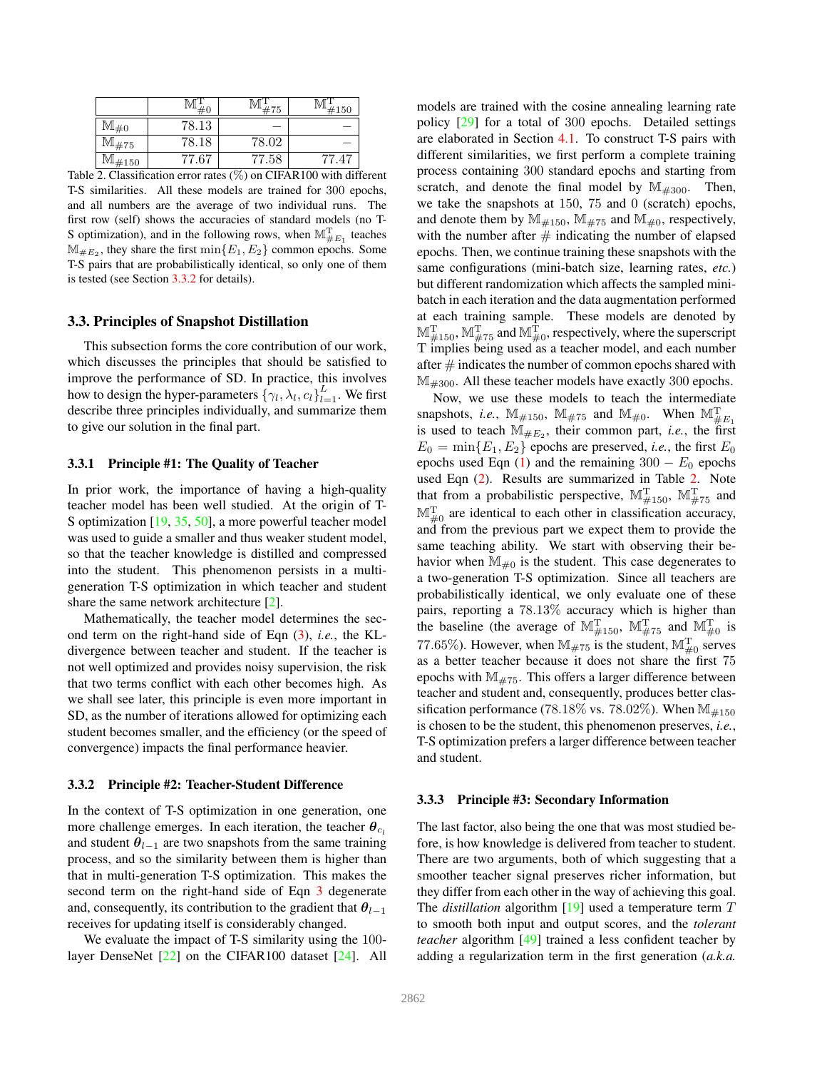|  | $\mathbb{M}^{\mathrm{T}}_{\#0}$ | $\mathbb{M}^{\mathrm{T}}_{\#75}$ | $\mathbb{M}^{\mathrm{T}}_{\#150}$ |
|---|---|---|---|
| $\mathbb{M}_{\#0}$ | 78.13 | – | – |
| $\mathbb{M}_{\#75}$ | 78.18 | 78.02 | – |
| $\mathbb{M}_{\#150}$ | 77.67 | 77.58 | 77.47 |

Table 2. Classification error rates (%) on CIFAR100 with different T-S similarities. All these models are trained for 300 epochs, and all numbers are the average of two individual runs. The first row (self) shows the accuracies of standard models (no T-S optimization), and in the following rows, when $\mathbb{M}^{\mathrm{T}}_{\#E_1}$ teaches $\mathbb{M}_{\#E_2}$, they share the first $\min\{E_1, E_2\}$ common epochs. Some T-S pairs that are probabilistically identical, so only one of them is tested (see Section 3.3.2 for details).

### 3.3. Principles of Snapshot Distillation

This subsection forms the core contribution of our work, which discusses the principles that should be satisfied to improve the performance of SD. In practice, this involves how to design the hyper-parameters $\{\gamma_l, \lambda_l, c_l\}_{l=1}^{L}$. We first describe three principles individually, and summarize them to give our solution in the final part.

#### 3.3.1 Principle #1: The Quality of Teacher

In prior work, the importance of having a high-quality teacher model has been well studied. At the origin of T-S optimization [19, 35, 50], a more powerful teacher model was used to guide a smaller and thus weaker student model, so that the teacher knowledge is distilled and compressed into the student. This phenomenon persists in a multi-generation T-S optimization in which teacher and student share the same network architecture [2].

Mathematically, the teacher model determines the second term on the right-hand side of Eqn (3), *i.e.*, the KL-divergence between teacher and student. If the teacher is not well optimized and provides noisy supervision, the risk that two terms conflict with each other becomes high. As we shall see later, this principle is even more important in SD, as the number of iterations allowed for optimizing each student becomes smaller, and the efficiency (or the speed of convergence) impacts the final performance heavier.

#### 3.3.2 Principle #2: Teacher-Student Difference

In the context of T-S optimization in one generation, one more challenge emerges. In each iteration, the teacher $\boldsymbol{\theta}_{c_l}$ and student $\boldsymbol{\theta}_{l-1}$ are two snapshots from the same training process, and so the similarity between them is higher than that in multi-generation T-S optimization. This makes the second term on the right-hand side of Eqn 3 degenerate and, consequently, its contribution to the gradient that $\boldsymbol{\theta}_{l-1}$ receives for updating itself is considerably changed.

We evaluate the impact of T-S similarity using the 100-layer DenseNet [22] on the CIFAR100 dataset [24]. All models are trained with the cosine annealing learning rate policy [29] for a total of 300 epochs. Detailed settings are elaborated in Section 4.1. To construct T-S pairs with different similarities, we first perform a complete training process containing 300 standard epochs and starting from scratch, and denote the final model by $\mathbb{M}_{\#300}$. Then, we take the snapshots at 150, 75 and 0 (scratch) epochs, and denote them by $\mathbb{M}_{\#150}$, $\mathbb{M}_{\#75}$ and $\mathbb{M}_{\#0}$, respectively, with the number after # indicating the number of elapsed epochs. Then, we continue training these snapshots with the same configurations (mini-batch size, learning rates, *etc.*) but different randomization which affects the sampled mini-batch in each iteration and the data augmentation performed at each training sample. These models are denoted by $\mathbb{M}^{\mathrm{T}}_{\#150}$, $\mathbb{M}^{\mathrm{T}}_{\#75}$ and $\mathbb{M}^{\mathrm{T}}_{\#0}$, respectively, where the superscript T implies being used as a teacher model, and each number after # indicates the number of common epochs shared with $\mathbb{M}_{\#300}$. All these teacher models have exactly 300 epochs.

Now, we use these models to teach the intermediate snapshots, *i.e.*, $\mathbb{M}_{\#150}$, $\mathbb{M}_{\#75}$ and $\mathbb{M}_{\#0}$. When $\mathbb{M}^{\mathrm{T}}_{\#E_1}$ is used to teach $\mathbb{M}_{\#E_2}$, their common part, *i.e.*, the first $E_0 = \min\{E_1, E_2\}$ epochs are preserved, *i.e.*, the first $E_0$ epochs used Eqn (1) and the remaining $300 - E_0$ epochs used Eqn (2). Results are summarized in Table 2. Note that from a probabilistic perspective, $\mathbb{M}^{\mathrm{T}}_{\#150}$, $\mathbb{M}^{\mathrm{T}}_{\#75}$ and $\mathbb{M}^{\mathrm{T}}_{\#0}$ are identical to each other in classification accuracy, and from the previous part we expect them to provide the same teaching ability. We start with observing their behavior when $\mathbb{M}_{\#0}$ is the student. This case degenerates to a two-generation T-S optimization. Since all teachers are probabilistically identical, we only evaluate one of these pairs, reporting a 78.13% accuracy which is higher than the baseline (the average of $\mathbb{M}^{\mathrm{T}}_{\#150}$, $\mathbb{M}^{\mathrm{T}}_{\#75}$ and $\mathbb{M}^{\mathrm{T}}_{\#0}$ is 77.65%). However, when $\mathbb{M}_{\#75}$ is the student, $\mathbb{M}^{\mathrm{T}}_{\#0}$ serves as a better teacher because it does not share the first 75 epochs with $\mathbb{M}_{\#75}$. This offers a larger difference between teacher and student and, consequently, produces better classification performance (78.18% vs. 78.02%). When $\mathbb{M}_{\#150}$ is chosen to be the student, this phenomenon preserves, *i.e.*, T-S optimization prefers a larger difference between teacher and student.

#### 3.3.3 Principle #3: Secondary Information

The last factor, also being the one that was most studied before, is how knowledge is delivered from teacher to student. There are two arguments, both of which suggesting that a smoother teacher signal preserves richer information, but they differ from each other in the way of achieving this goal. The *distillation* algorithm [19] used a temperature term $T$ to smooth both input and output scores, and the *tolerant teacher* algorithm [49] trained a less confident teacher by adding a regularization term in the first generation (*a.k.a.*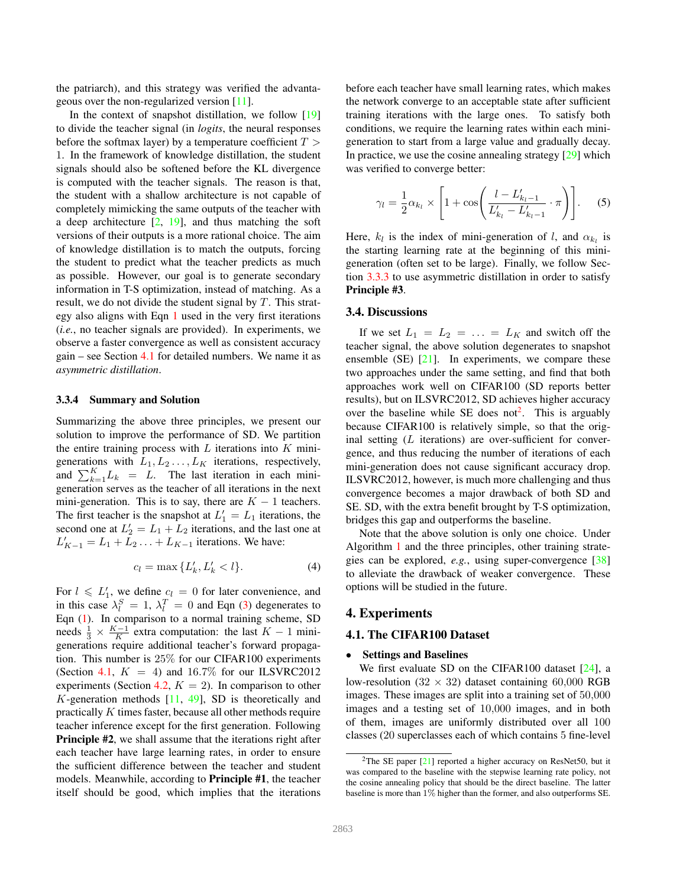the patriarch), and this strategy was verified the advantageous over the non-regularized version [11].

In the context of snapshot distillation, we follow [19] to divide the teacher signal (in *logits*, the neural responses before the softmax layer) by a temperature coefficient $T > 1$. In the framework of knowledge distillation, the student signals should also be softened before the KL divergence is computed with the teacher signals. The reason is that, the student with a shallow architecture is not capable of completely mimicking the same outputs of the teacher with a deep architecture [2, 19], and thus matching the soft versions of their outputs is a more rational choice. The aim of knowledge distillation is to match the outputs, forcing the student to predict what the teacher predicts as much as possible. However, our goal is to generate secondary information in T-S optimization, instead of matching. As a result, we do not divide the student signal by $T$. This strategy also aligns with Eqn 1 used in the very first iterations (*i.e.*, no teacher signals are provided). In experiments, we observe a faster convergence as well as consistent accuracy gain – see Section 4.1 for detailed numbers. We name it as *asymmetric distillation*.

#### 3.3.4 Summary and Solution

Summarizing the above three principles, we present our solution to improve the performance of SD. We partition the entire training process with $L$ iterations into $K$ mini-generations with $L_1, L_2 \ldots, L_K$ iterations, respectively, and $\sum_{k=1}^{K} L_k = L$. The last iteration in each mini-generation serves as the teacher of all iterations in the next mini-generation. This is to say, there are $K-1$ teachers. The first teacher is the snapshot at $L_1' = L_1$ iterations, the second one at $L_2' = L_1 + L_2$ iterations, and the last one at $L_{K-1}' = L_1 + L_2 \ldots + L_{K-1}$ iterations. We have:

$$c_l = \max\left\{L_k', L_k' < l\right\}. \tag{4}$$

For $l \leqslant L_1'$, we define $c_l = 0$ for later convenience, and in this case $\lambda_l^S = 1$, $\lambda_l^T = 0$ and Eqn (3) degenerates to Eqn (1). In comparison to a normal training scheme, SD needs $\frac{1}{3} \times \frac{K-1}{K}$ extra computation: the last $K-1$ mini-generations require additional teacher's forward propagation. This number is 25% for our CIFAR100 experiments (Section 4.1, $K = 4$) and 16.7% for our ILSVRC2012 experiments (Section 4.2, $K = 2$). In comparison to other $K$-generation methods [11, 49], SD is theoretically and practically $K$ times faster, because all other methods require teacher inference except for the first generation. Following **Principle #2**, we shall assume that the iterations right after each teacher have large learning rates, in order to ensure the sufficient difference between the teacher and student models. Meanwhile, according to **Principle #1**, the teacher itself should be good, which implies that the iterations before each teacher have small learning rates, which makes the network converge to an acceptable state after sufficient training iterations with the large ones. To satisfy both conditions, we require the learning rates within each mini-generation to start from a large value and gradually decay. In practice, we use the cosine annealing strategy [29] which was verified to converge better:

$$\gamma_l = \frac{1}{2}\alpha_{k_l} \times \left[1 + \cos\left(\frac{l - L_{k_l-1}'}{L_{k_l}' - L_{k_l-1}'} \cdot \pi\right)\right]. \tag{5}$$

Here, $k_l$ is the index of mini-generation of $l$, and $\alpha_{k_l}$ is the starting learning rate at the beginning of this mini-generation (often set to be large). Finally, we follow Section 3.3.3 to use asymmetric distillation in order to satisfy **Principle #3**.

### 3.4. Discussions

If we set $L_1 = L_2 = \ldots = L_K$ and switch off the teacher signal, the above solution degenerates to snapshot ensemble (SE) [21]. In experiments, we compare these two approaches under the same setting, and find that both approaches work well on CIFAR100 (SD reports better results), but on ILSVRC2012, SD achieves higher accuracy over the baseline while SE does not[2]. This is arguably because CIFAR100 is relatively simple, so that the original setting ($L$ iterations) are over-sufficient for convergence, and thus reducing the number of iterations of each mini-generation does not cause significant accuracy drop. ILSVRC2012, however, is much more challenging and thus convergence becomes a major drawback of both SD and SE. SD, with the extra benefit brought by T-S optimization, bridges this gap and outperforms the baseline.

Note that the above solution is only one choice. Under Algorithm 1 and the three principles, other training strategies can be explored, *e.g.*, using super-convergence [38] to alleviate the drawback of weaker convergence. These options will be studied in the future.

## 4. Experiments

### 4.1. The CIFAR100 Dataset

- **Settings and Baselines**

We first evaluate SD on the CIFAR100 dataset [24], a low-resolution ($32 \times 32$) dataset containing 60,000 RGB images. These images are split into a training set of 50,000 images and a testing set of 10,000 images, and in both of them, images are uniformly distributed over all 100 classes (20 superclasses each of which contains 5 fine-level

[2] The SE paper [21] reported a higher accuracy on ResNet50, but it was compared to the baseline with the stepwise learning rate policy, not the cosine annealing policy that should be the direct baseline. The latter baseline is more than 1% higher than the former, and also outperforms SE.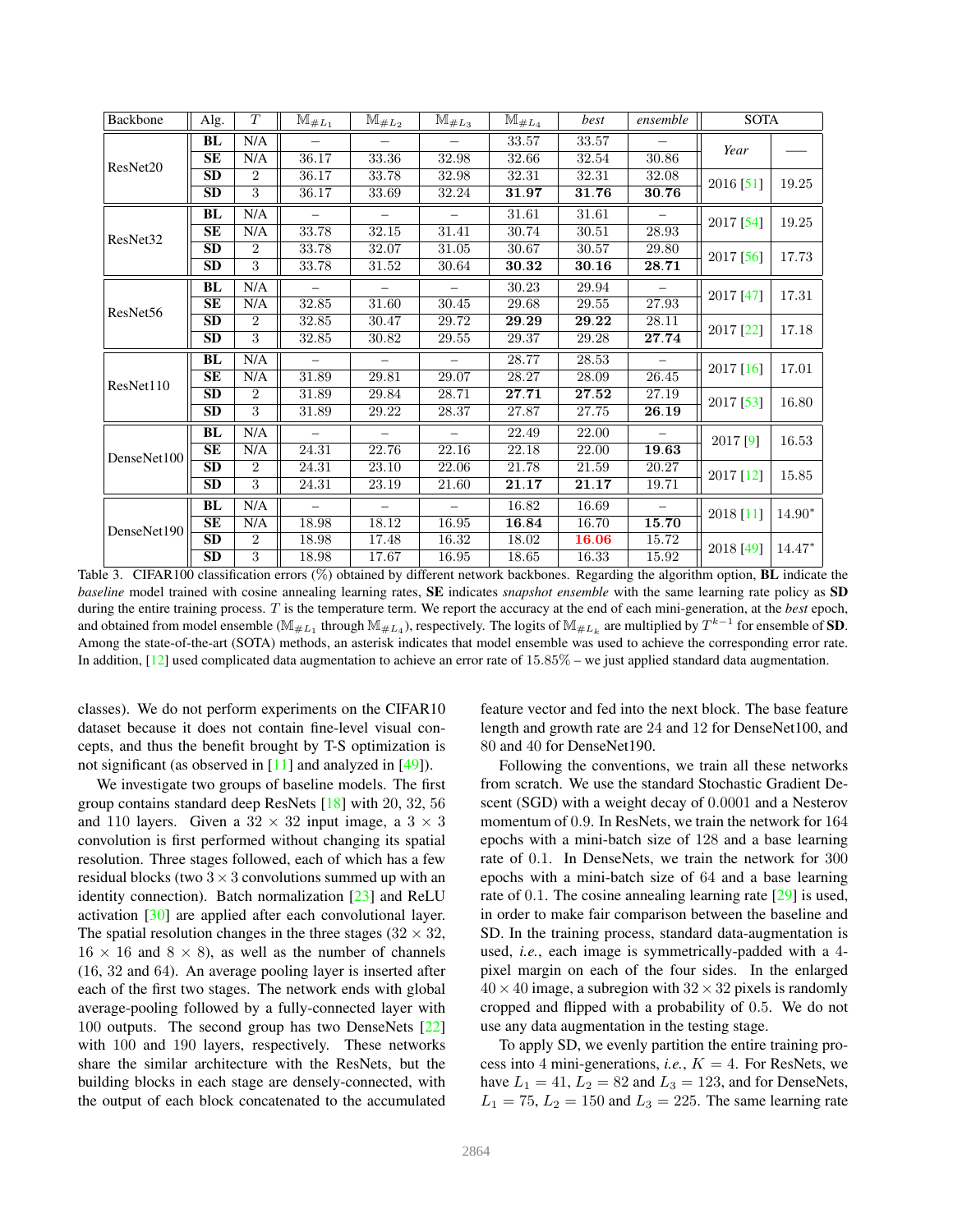| Backbone | Alg. | $T$ | $\mathbb{M}_{\#L_1}$ | $\mathbb{M}_{\#L_2}$ | $\mathbb{M}_{\#L_3}$ | $\mathbb{M}_{\#L_4}$ | *best* | *ensemble* | SOTA | |
|---|---|---|---|---|---|---|---|---|---|---|
| ResNet20 | **BL** | N/A | – | – | – | 33.57 | 33.57 | – | *Year* | —— |
| | **SE** | N/A | 36.17 | 33.36 | 32.98 | 32.66 | 32.54 | 30.86 | | |
| | **SD** | 2 | 36.17 | 33.78 | 32.98 | 32.31 | 32.31 | 32.08 | 2016 [51] | 19.25 |
| | **SD** | 3 | 36.17 | 33.69 | 32.24 | **31.97** | **31.76** | **30.76** | | |
| ResNet32 | **BL** | N/A | – | – | – | 31.61 | 31.61 | – | 2017 [54] | 19.25 |
| | **SE** | N/A | 33.78 | 32.15 | 31.41 | 30.74 | 30.51 | 28.93 | | |
| | **SD** | 2 | 33.78 | 32.07 | 31.05 | 30.67 | 30.57 | 29.80 | 2017 [56] | 17.73 |
| | **SD** | 3 | 33.78 | 31.52 | 30.64 | **30.32** | **30.16** | **28.71** | | |
| ResNet56 | **BL** | N/A | – | – | – | 30.23 | 29.94 | – | 2017 [47] | 17.31 |
| | **SE** | N/A | 32.85 | 31.60 | 30.45 | 29.68 | 29.55 | 27.93 | | |
| | **SD** | 2 | 32.85 | 30.47 | 29.72 | **29.29** | **29.22** | 28.11 | 2017 [22] | 17.18 |
| | **SD** | 3 | 32.85 | 30.82 | 29.55 | 29.37 | 29.28 | **27.74** | | |
| ResNet110 | **BL** | N/A | – | – | – | 28.77 | 28.53 | – | 2017 [16] | 17.01 |
| | **SE** | N/A | 31.89 | 29.81 | 29.07 | 28.27 | 28.09 | 26.45 | | |
| | **SD** | 2 | 31.89 | 29.84 | 28.71 | **27.71** | **27.52** | 27.19 | 2017 [53] | 16.80 |
| | **SD** | 3 | 31.89 | 29.22 | 28.37 | 27.87 | 27.75 | **26.19** | | |
| DenseNet100 | **BL** | N/A | – | – | – | 22.49 | 22.00 | – | 2017 [9] | 16.53 |
| | **SE** | N/A | 24.31 | 22.76 | 22.16 | 22.18 | 22.00 | **19.63** | | |
| | **SD** | 2 | 24.31 | 23.10 | 22.06 | 21.78 | 21.59 | 20.27 | 2017 [12] | 15.85 |
| | **SD** | 3 | 24.31 | 23.19 | 21.60 | **21.17** | **21.17** | 19.71 | | |
| DenseNet190 | **BL** | N/A | – | – | – | 16.82 | 16.69 | – | 2018 [11] | 14.90* |
| | **SE** | N/A | 18.98 | 18.12 | 16.95 | **16.84** | 16.70 | **15.70** | | |
| | **SD** | 2 | 18.98 | 17.48 | 16.32 | 18.02 | **16.06** | 15.72 | 2018 [49] | 14.47* |
| | **SD** | 3 | 18.98 | 17.67 | 16.95 | 18.65 | 16.33 | 15.92 | | |

Table 3. CIFAR100 classification errors (%) obtained by different network backbones. Regarding the algorithm option, **BL** indicate the *baseline* model trained with cosine annealing learning rates, **SE** indicates *snapshot ensemble* with the same learning rate policy as **SD** during the entire training process. $T$ is the temperature term. We report the accuracy at the end of each mini-generation, at the *best* epoch, and obtained from model ensemble ($\mathbb{M}_{\#L_1}$ through $\mathbb{M}_{\#L_4}$), respectively. The logits of $\mathbb{M}_{\#L_k}$ are multiplied by $T^{k-1}$ for ensemble of **SD**. Among the state-of-the-art (SOTA) methods, an asterisk indicates that model ensemble was used to achieve the corresponding error rate. In addition, [12] used complicated data augmentation to achieve an error rate of 15.85% – we just applied standard data augmentation.

classes). We do not perform experiments on the CIFAR10 dataset because it does not contain fine-level visual concepts, and thus the benefit brought by T-S optimization is not significant (as observed in [11] and analyzed in [49]).

We investigate two groups of baseline models. The first group contains standard deep ResNets [18] with 20, 32, 56 and 110 layers. Given a $32 \times 32$ input image, a $3 \times 3$ convolution is first performed without changing its spatial resolution. Three stages followed, each of which has a few residual blocks (two $3 \times 3$ convolutions summed up with an identity connection). Batch normalization [23] and ReLU activation [30] are applied after each convolutional layer. The spatial resolution changes in the three stages ($32 \times 32$, $16 \times 16$ and $8 \times 8$), as well as the number of channels (16, 32 and 64). An average pooling layer is inserted after each of the first two stages. The network ends with global average-pooling followed by a fully-connected layer with 100 outputs. The second group has two DenseNets [22] with 100 and 190 layers, respectively. These networks share the similar architecture with the ResNets, but the building blocks in each stage are densely-connected, with the output of each block concatenated to the accumulated feature vector and fed into the next block. The base feature length and growth rate are 24 and 12 for DenseNet100, and 80 and 40 for DenseNet190.

Following the conventions, we train all these networks from scratch. We use the standard Stochastic Gradient Descent (SGD) with a weight decay of 0.0001 and a Nesterov momentum of 0.9. In ResNets, we train the network for 164 epochs with a mini-batch size of 128 and a base learning rate of 0.1. In DenseNets, we train the network for 300 epochs with a mini-batch size of 64 and a base learning rate of 0.1. The cosine annealing learning rate [29] is used, in order to make fair comparison between the baseline and SD. In the training process, standard data-augmentation is used, *i.e.*, each image is symmetrically-padded with a 4-pixel margin on each of the four sides. In the enlarged $40 \times 40$ image, a subregion with $32 \times 32$ pixels is randomly cropped and flipped with a probability of 0.5. We do not use any data augmentation in the testing stage.

To apply SD, we evenly partition the entire training process into 4 mini-generations, *i.e.*, $K = 4$. For ResNets, we have $L_1 = 41$, $L_2 = 82$ and $L_3 = 123$, and for DenseNets, $L_1 = 75$, $L_2 = 150$ and $L_3 = 225$. The same learning rate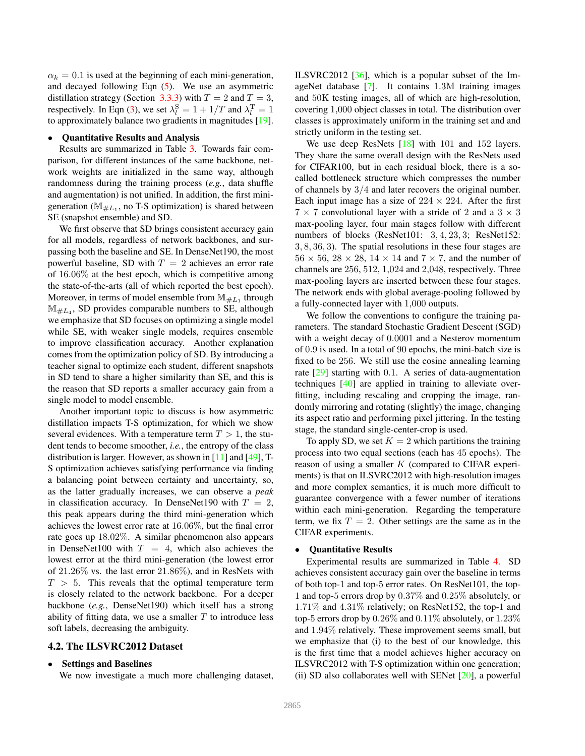$\alpha_k = 0.1$ is used at the beginning of each mini-generation, and decayed following Eqn (5). We use an asymmetric distillation strategy (Section 3.3.3) with $T = 2$ and $T = 3$, respectively. In Eqn (3), we set $\lambda_l^{\mathrm{S}} = 1 + 1/T$ and $\lambda_l^{\mathrm{T}} = 1$ to approximately balance two gradients in magnitudes [19].

- **Quantitative Results and Analysis**

Results are summarized in Table 3. Towards fair comparison, for different instances of the same backbone, network weights are initialized in the same way, although randomness during the training process (*e.g.*, data shuffle and augmentation) is not unified. In addition, the first mini-generation ($\mathbb{M}_{\#L_1}$, no T-S optimization) is shared between SE (snapshot ensemble) and SD.

We first observe that SD brings consistent accuracy gain for all models, regardless of network backbones, and surpassing both the baseline and SE. In DenseNet190, the most powerful baseline, SD with $T = 2$ achieves an error rate of $16.06\%$ at the best epoch, which is competitive among the state-of-the-arts (all of which reported the best epoch). Moreover, in terms of model ensemble from $\mathbb{M}_{\#L_1}$ through $\mathbb{M}_{\#L_4}$, SD provides comparable numbers to SE, although we emphasize that SD focuses on optimizing a single model while SE, with weaker single models, requires ensemble to improve classification accuracy. Another explanation comes from the optimization policy of SD. By introducing a teacher signal to optimize each student, different snapshots in SD tend to share a higher similarity than SE, and this is the reason that SD reports a smaller accuracy gain from a single model to model ensemble.

Another important topic to discuss is how asymmetric distillation impacts T-S optimization, for which we show several evidences. With a temperature term $T > 1$, the student tends to become smoother, *i.e.*, the entropy of the class distribution is larger. However, as shown in [11] and [49], T-S optimization achieves satisfying performance via finding a balancing point between certainty and uncertainty, so, as the latter gradually increases, we can observe a *peak* in classification accuracy. In DenseNet190 with $T = 2$, this peak appears during the third mini-generation which achieves the lowest error rate at $16.06\%$, but the final error rate goes up $18.02\%$. A similar phenomenon also appears in DenseNet100 with $T = 4$, which also achieves the lowest error at the third mini-generation (the lowest error of $21.26\%$ vs. the last error $21.86\%$), and in ResNets with $T > 5$. This reveals that the optimal temperature term is closely related to the network backbone. For a deeper backbone (*e.g.*, DenseNet190) which itself has a strong ability of fitting data, we use a smaller $T$ to introduce less soft labels, decreasing the ambiguity.

## 4.2. The ILSVRC2012 Dataset

- **Settings and Baselines**

We now investigate a much more challenging dataset, ILSVRC2012 [36], which is a popular subset of the ImageNet database [7]. It contains $1.3$M training images and $50$K testing images, all of which are high-resolution, covering $1{,}000$ object classes in total. The distribution over classes is approximately uniform in the training set and and strictly uniform in the testing set.

We use deep ResNets [18] with $101$ and $152$ layers. They share the same overall design with the ResNets used for CIFAR100, but in each residual block, there is a so-called bottleneck structure which compresses the number of channels by $3/4$ and later recovers the original number. Each input image has a size of $224 \times 224$. After the first $7 \times 7$ convolutional layer with a stride of $2$ and a $3 \times 3$ max-pooling layer, four main stages follow with different numbers of blocks (ResNet101: $3, 4, 23, 3$; ResNet152: $3, 8, 36, 3$). The spatial resolutions in these four stages are $56 \times 56$, $28 \times 28$, $14 \times 14$ and $7 \times 7$, and the number of channels are $256$, $512$, $1{,}024$ and $2{,}048$, respectively. Three max-pooling layers are inserted between these four stages. The network ends with global average-pooling followed by a fully-connected layer with $1{,}000$ outputs.

We follow the conventions to configure the training parameters. The standard Stochastic Gradient Descent (SGD) with a weight decay of $0.0001$ and a Nesterov momentum of $0.9$ is used. In a total of $90$ epochs, the mini-batch size is fixed to be $256$. We still use the cosine annealing learning rate [29] starting with $0.1$. A series of data-augmentation techniques [40] are applied in training to alleviate over-fitting, including rescaling and cropping the image, randomly mirroring and rotating (slightly) the image, changing its aspect ratio and performing pixel jittering. In the testing stage, the standard single-center-crop is used.

To apply SD, we set $K = 2$ which partitions the training process into two equal sections (each has $45$ epochs). The reason of using a smaller $K$ (compared to CIFAR experiments) is that on ILSVRC2012 with high-resolution images and more complex semantics, it is much more difficult to guarantee convergence with a fewer number of iterations within each mini-generation. Regarding the temperature term, we fix $T = 2$. Other settings are the same as in the CIFAR experiments.

- **Quantitative Results**

Experimental results are summarized in Table 4. SD achieves consistent accuracy gain over the baseline in terms of both top-1 and top-5 error rates. On ResNet101, the top-1 and top-5 errors drop by $0.37\%$ and $0.25\%$ absolutely, or $1.71\%$ and $4.31\%$ relatively; on ResNet152, the top-1 and top-5 errors drop by $0.26\%$ and $0.11\%$ absolutely, or $1.23\%$ and $1.94\%$ relatively. These improvement seems small, but we emphasize that (i) to the best of our knowledge, this is the first time that a model achieves higher accuracy on ILSVRC2012 with T-S optimization within one generation; (ii) SD also collaborates well with SENet [20], a powerful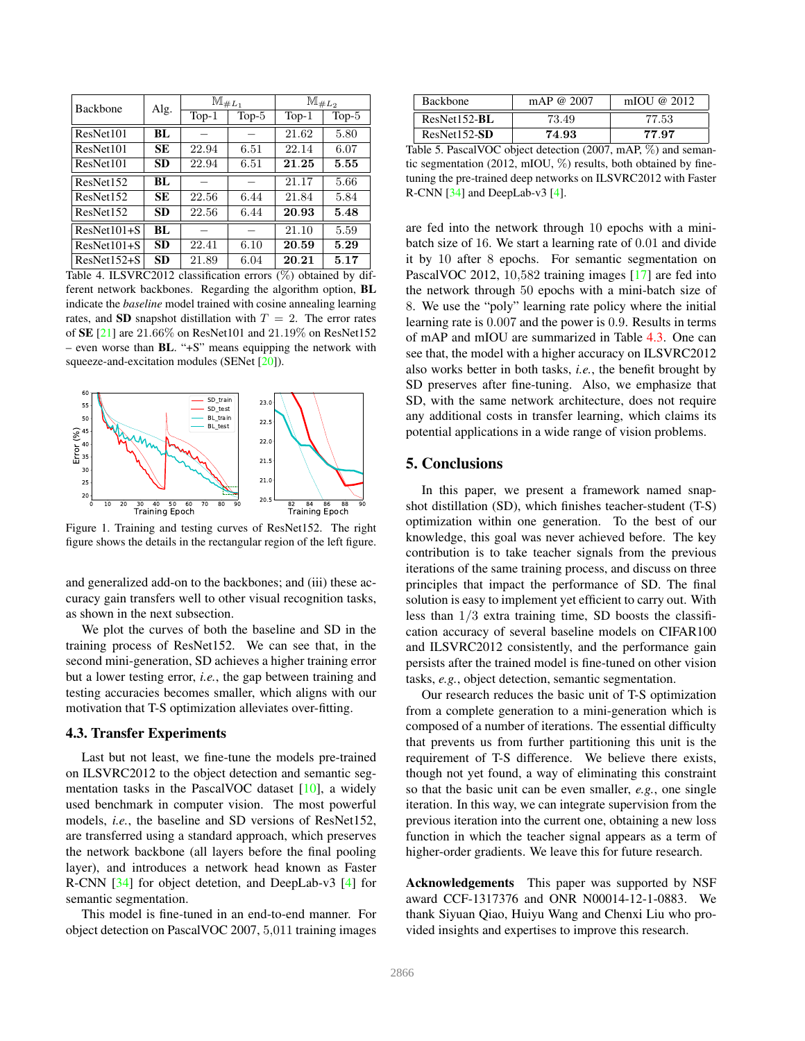| Backbone | Alg. | $\mathbb{M}_{\#L_1}$ | | $\mathbb{M}_{\#L_2}$ | |
|---|---|---|---|---|---|
| | | Top-1 | Top-5 | Top-1 | Top-5 |
| ResNet101 | **BL** | – | – | 21.62 | 5.80 |
| ResNet101 | **SE** | 22.94 | 6.51 | 22.14 | 6.07 |
| ResNet101 | **SD** | 22.94 | 6.51 | **21.25** | **5.55** |
| ResNet152 | **BL** | – | – | 21.17 | 5.66 |
| ResNet152 | **SE** | 22.56 | 6.44 | 21.84 | 5.84 |
| ResNet152 | **SD** | 22.56 | 6.44 | **20.93** | **5.48** |
| ResNet101+S | **BL** | – | – | 21.10 | 5.59 |
| ResNet101+S | **SD** | 22.41 | 6.10 | **20.59** | **5.29** |
| ResNet152+S | **SD** | 21.89 | 6.04 | **20.21** | **5.17** |

Table 4. ILSVRC2012 classification errors (%) obtained by different network backbones. Regarding the algorithm option, **BL** indicate the *baseline* model trained with cosine annealing learning rates, and **SD** snapshot distillation with $T = 2$. The error rates of **SE** [21] are 21.66% on ResNet101 and 21.19% on ResNet152 – even worse than **BL**. "+S" means equipping the network with squeeze-and-excitation modules (SENet [20]).

Figure 1. Training and testing curves of ResNet152. The right figure shows the details in the rectangular region of the left figure.

and generalized add-on to the backbones; and (iii) these accuracy gain transfers well to other visual recognition tasks, as shown in the next subsection.

We plot the curves of both the baseline and SD in the training process of ResNet152. We can see that, in the second mini-generation, SD achieves a higher training error but a lower testing error, *i.e.*, the gap between training and testing accuracies becomes smaller, which aligns with our motivation that T-S optimization alleviates over-fitting.

### 4.3. Transfer Experiments

Last but not least, we fine-tune the models pre-trained on ILSVRC2012 to the object detection and semantic segmentation tasks in the PascalVOC dataset [10], a widely used benchmark in computer vision. The most powerful models, *i.e.*, the baseline and SD versions of ResNet152, are transferred using a standard approach, which preserves the network backbone (all layers before the final pooling layer), and introduces a network head known as Faster R-CNN [34] for object detetion, and DeepLab-v3 [4] for semantic segmentation.

This model is fine-tuned in an end-to-end manner. For object detection on PascalVOC 2007, 5,011 training images are fed into the network through 10 epochs with a mini-batch size of 16. We start a learning rate of 0.01 and divide it by 10 after 8 epochs. For semantic segmentation on PascalVOC 2012, 10,582 training images [17] are fed into the network through 50 epochs with a mini-batch size of 8. We use the "poly" learning rate policy where the initial learning rate is 0.007 and the power is 0.9. Results in terms of mAP and mIOU are summarized in Table 4.3. One can see that, the model with a higher accuracy on ILSVRC2012 also works better in both tasks, *i.e.*, the benefit brought by SD preserves after fine-tuning. Also, we emphasize that SD, with the same network architecture, does not require any additional costs in transfer learning, which claims its potential applications in a wide range of vision problems.

| Backbone | mAP @ 2007 | mIOU @ 2012 |
|---|---|---|
| ResNet152-**BL** | 73.49 | 77.53 |
| ResNet152-**SD** | **74.93** | **77.97** |

Table 5. PascalVOC object detection (2007, mAP, %) and semantic segmentation (2012, mIOU, %) results, both obtained by fine-tuning the pre-trained deep networks on ILSVRC2012 with Faster R-CNN [34] and DeepLab-v3 [4].

## 5. Conclusions

In this paper, we present a framework named snapshot distillation (SD), which finishes teacher-student (T-S) optimization within one generation. To the best of our knowledge, this goal was never achieved before. The key contribution is to take teacher signals from the previous iterations of the same training process, and discuss on three principles that impact the performance of SD. The final solution is easy to implement yet efficient to carry out. With less than 1/3 extra training time, SD boosts the classification accuracy of several baseline models on CIFAR100 and ILSVRC2012 consistently, and the performance gain persists after the trained model is fine-tuned on other vision tasks, *e.g.*, object detection, semantic segmentation.

Our research reduces the basic unit of T-S optimization from a complete generation to a mini-generation which is composed of a number of iterations. The essential difficulty that prevents us from further partitioning this unit is the requirement of T-S difference. We believe there exists, though not yet found, a way of eliminating this constraint so that the basic unit can be even smaller, *e.g.*, one single iteration. In this way, we can integrate supervision from the previous iteration into the current one, obtaining a new loss function in which the teacher signal appears as a term of higher-order gradients. We leave this for future research.

**Acknowledgements** This paper was supported by NSF award CCF-1317376 and ONR N00014-12-1-0883. We thank Siyuan Qiao, Huiyu Wang and Chenxi Liu who provided insights and expertises to improve this research.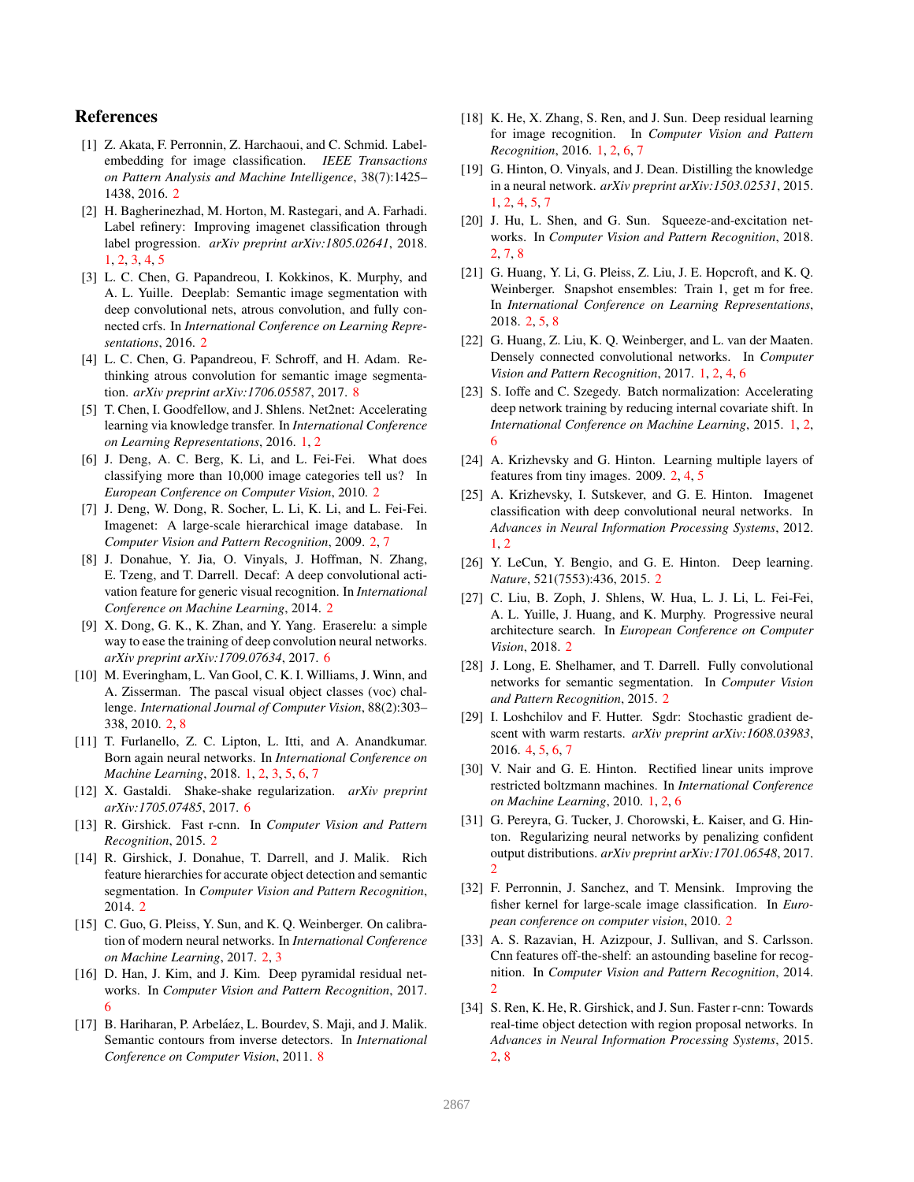## References

[1] Z. Akata, F. Perronnin, Z. Harchaoui, and C. Schmid. Label-embedding for image classification. *IEEE Transactions on Pattern Analysis and Machine Intelligence*, 38(7):1425–1438, 2016. 2

[2] H. Bagherinezhad, M. Horton, M. Rastegari, and A. Farhadi. Label refinery: Improving imagenet classification through label progression. *arXiv preprint arXiv:1805.02641*, 2018. 1, 2, 3, 4, 5

[3] L. C. Chen, G. Papandreou, I. Kokkinos, K. Murphy, and A. L. Yuille. Deeplab: Semantic image segmentation with deep convolutional nets, atrous convolution, and fully connected crfs. In *International Conference on Learning Representations*, 2016. 2

[4] L. C. Chen, G. Papandreou, F. Schroff, and H. Adam. Rethinking atrous convolution for semantic image segmentation. *arXiv preprint arXiv:1706.05587*, 2017. 8

[5] T. Chen, I. Goodfellow, and J. Shlens. Net2net: Accelerating learning via knowledge transfer. In *International Conference on Learning Representations*, 2016. 1, 2

[6] J. Deng, A. C. Berg, K. Li, and L. Fei-Fei. What does classifying more than 10,000 image categories tell us? In *European Conference on Computer Vision*, 2010. 2

[7] J. Deng, W. Dong, R. Socher, L. Li, K. Li, and L. Fei-Fei. Imagenet: A large-scale hierarchical image database. In *Computer Vision and Pattern Recognition*, 2009. 2, 7

[8] J. Donahue, Y. Jia, O. Vinyals, J. Hoffman, N. Zhang, E. Tzeng, and T. Darrell. Decaf: A deep convolutional activation feature for generic visual recognition. In *International Conference on Machine Learning*, 2014. 2

[9] X. Dong, G. K., K. Zhan, and Y. Yang. Eraserelu: a simple way to ease the training of deep convolution neural networks. *arXiv preprint arXiv:1709.07634*, 2017. 6

[10] M. Everingham, L. Van Gool, C. K. I. Williams, J. Winn, and A. Zisserman. The pascal visual object classes (voc) challenge. *International Journal of Computer Vision*, 88(2):303–338, 2010. 2, 8

[11] T. Furlanello, Z. C. Lipton, L. Itti, and A. Anandkumar. Born again neural networks. In *International Conference on Machine Learning*, 2018. 1, 2, 3, 5, 6, 7

[12] X. Gastaldi. Shake-shake regularization. *arXiv preprint arXiv:1705.07485*, 2017. 6

[13] R. Girshick. Fast r-cnn. In *Computer Vision and Pattern Recognition*, 2015. 2

[14] R. Girshick, J. Donahue, T. Darrell, and J. Malik. Rich feature hierarchies for accurate object detection and semantic segmentation. In *Computer Vision and Pattern Recognition*, 2014. 2

[15] C. Guo, G. Pleiss, Y. Sun, and K. Q. Weinberger. On calibration of modern neural networks. In *International Conference on Machine Learning*, 2017. 2, 3

[16] D. Han, J. Kim, and J. Kim. Deep pyramidal residual networks. In *Computer Vision and Pattern Recognition*, 2017. 6

[17] B. Hariharan, P. Arbeláez, L. Bourdev, S. Maji, and J. Malik. Semantic contours from inverse detectors. In *International Conference on Computer Vision*, 2011. 8

[18] K. He, X. Zhang, S. Ren, and J. Sun. Deep residual learning for image recognition. In *Computer Vision and Pattern Recognition*, 2016. 1, 2, 6, 7

[19] G. Hinton, O. Vinyals, and J. Dean. Distilling the knowledge in a neural network. *arXiv preprint arXiv:1503.02531*, 2015. 1, 2, 4, 5, 7

[20] J. Hu, L. Shen, and G. Sun. Squeeze-and-excitation networks. In *Computer Vision and Pattern Recognition*, 2018. 2, 7, 8

[21] G. Huang, Y. Li, G. Pleiss, Z. Liu, J. E. Hopcroft, and K. Q. Weinberger. Snapshot ensembles: Train 1, get m for free. In *International Conference on Learning Representations*, 2018. 2, 5, 8

[22] G. Huang, Z. Liu, K. Q. Weinberger, and L. van der Maaten. Densely connected convolutional networks. In *Computer Vision and Pattern Recognition*, 2017. 1, 2, 4, 6

[23] S. Ioffe and C. Szegedy. Batch normalization: Accelerating deep network training by reducing internal covariate shift. In *International Conference on Machine Learning*, 2015. 1, 2, 6

[24] A. Krizhevsky and G. Hinton. Learning multiple layers of features from tiny images. 2009. 2, 4, 5

[25] A. Krizhevsky, I. Sutskever, and G. E. Hinton. Imagenet classification with deep convolutional neural networks. In *Advances in Neural Information Processing Systems*, 2012. 1, 2

[26] Y. LeCun, Y. Bengio, and G. E. Hinton. Deep learning. *Nature*, 521(7553):436, 2015. 2

[27] C. Liu, B. Zoph, J. Shlens, W. Hua, L. J. Li, L. Fei-Fei, A. L. Yuille, J. Huang, and K. Murphy. Progressive neural architecture search. In *European Conference on Computer Vision*, 2018. 2

[28] J. Long, E. Shelhamer, and T. Darrell. Fully convolutional networks for semantic segmentation. In *Computer Vision and Pattern Recognition*, 2015. 2

[29] I. Loshchilov and F. Hutter. Sgdr: Stochastic gradient descent with warm restarts. *arXiv preprint arXiv:1608.03983*, 2016. 4, 5, 6, 7

[30] V. Nair and G. E. Hinton. Rectified linear units improve restricted boltzmann machines. In *International Conference on Machine Learning*, 2010. 1, 2, 6

[31] G. Pereyra, G. Tucker, J. Chorowski, Ł. Kaiser, and G. Hinton. Regularizing neural networks by penalizing confident output distributions. *arXiv preprint arXiv:1701.06548*, 2017. 2

[32] F. Perronnin, J. Sanchez, and T. Mensink. Improving the fisher kernel for large-scale image classification. In *European conference on computer vision*, 2010. 2

[33] A. S. Razavian, H. Azizpour, J. Sullivan, and S. Carlsson. Cnn features off-the-shelf: an astounding baseline for recognition. In *Computer Vision and Pattern Recognition*, 2014. 2

[34] S. Ren, K. He, R. Girshick, and J. Sun. Faster r-cnn: Towards real-time object detection with region proposal networks. In *Advances in Neural Information Processing Systems*, 2015. 2, 8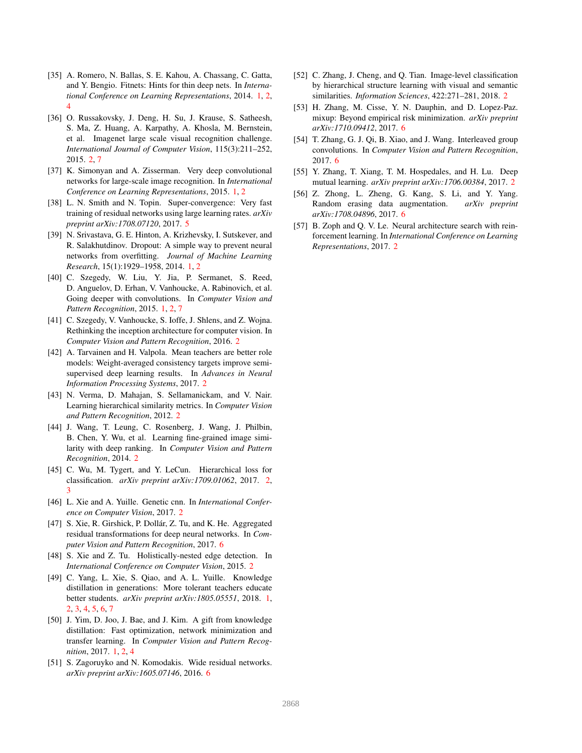[35] A. Romero, N. Ballas, S. E. Kahou, A. Chassang, C. Gatta, and Y. Bengio. Fitnets: Hints for thin deep nets. In *International Conference on Learning Representations*, 2014. 1, 2, 4

[36] O. Russakovsky, J. Deng, H. Su, J. Krause, S. Satheesh, S. Ma, Z. Huang, A. Karpathy, A. Khosla, M. Bernstein, et al. Imagenet large scale visual recognition challenge. *International Journal of Computer Vision*, 115(3):211–252, 2015. 2, 7

[37] K. Simonyan and A. Zisserman. Very deep convolutional networks for large-scale image recognition. In *International Conference on Learning Representations*, 2015. 1, 2

[38] L. N. Smith and N. Topin. Super-convergence: Very fast training of residual networks using large learning rates. *arXiv preprint arXiv:1708.07120*, 2017. 5

[39] N. Srivastava, G. E. Hinton, A. Krizhevsky, I. Sutskever, and R. Salakhutdinov. Dropout: A simple way to prevent neural networks from overfitting. *Journal of Machine Learning Research*, 15(1):1929–1958, 2014. 1, 2

[40] C. Szegedy, W. Liu, Y. Jia, P. Sermanet, S. Reed, D. Anguelov, D. Erhan, V. Vanhoucke, A. Rabinovich, et al. Going deeper with convolutions. In *Computer Vision and Pattern Recognition*, 2015. 1, 2, 7

[41] C. Szegedy, V. Vanhoucke, S. Ioffe, J. Shlens, and Z. Wojna. Rethinking the inception architecture for computer vision. In *Computer Vision and Pattern Recognition*, 2016. 2

[42] A. Tarvainen and H. Valpola. Mean teachers are better role models: Weight-averaged consistency targets improve semi-supervised deep learning results. In *Advances in Neural Information Processing Systems*, 2017. 2

[43] N. Verma, D. Mahajan, S. Sellamanickam, and V. Nair. Learning hierarchical similarity metrics. In *Computer Vision and Pattern Recognition*, 2012. 2

[44] J. Wang, T. Leung, C. Rosenberg, J. Wang, J. Philbin, B. Chen, Y. Wu, et al. Learning fine-grained image similarity with deep ranking. In *Computer Vision and Pattern Recognition*, 2014. 2

[45] C. Wu, M. Tygert, and Y. LeCun. Hierarchical loss for classification. *arXiv preprint arXiv:1709.01062*, 2017. 2, 3

[46] L. Xie and A. Yuille. Genetic cnn. In *International Conference on Computer Vision*, 2017. 2

[47] S. Xie, R. Girshick, P. Dollár, Z. Tu, and K. He. Aggregated residual transformations for deep neural networks. In *Computer Vision and Pattern Recognition*, 2017. 6

[48] S. Xie and Z. Tu. Holistically-nested edge detection. In *International Conference on Computer Vision*, 2015. 2

[49] C. Yang, L. Xie, S. Qiao, and A. L. Yuille. Knowledge distillation in generations: More tolerant teachers educate better students. *arXiv preprint arXiv:1805.05551*, 2018. 1, 2, 3, 4, 5, 6, 7

[50] J. Yim, D. Joo, J. Bae, and J. Kim. A gift from knowledge distillation: Fast optimization, network minimization and transfer learning. In *Computer Vision and Pattern Recognition*, 2017. 1, 2, 4

[51] S. Zagoruyko and N. Komodakis. Wide residual networks. *arXiv preprint arXiv:1605.07146*, 2016. 6

[52] C. Zhang, J. Cheng, and Q. Tian. Image-level classification by hierarchical structure learning with visual and semantic similarities. *Information Sciences*, 422:271–281, 2018. 2

[53] H. Zhang, M. Cisse, Y. N. Dauphin, and D. Lopez-Paz. mixup: Beyond empirical risk minimization. *arXiv preprint arXiv:1710.09412*, 2017. 6

[54] T. Zhang, G. J. Qi, B. Xiao, and J. Wang. Interleaved group convolutions. In *Computer Vision and Pattern Recognition*, 2017. 6

[55] Y. Zhang, T. Xiang, T. M. Hospedales, and H. Lu. Deep mutual learning. *arXiv preprint arXiv:1706.00384*, 2017. 2

[56] Z. Zhong, L. Zheng, G. Kang, S. Li, and Y. Yang. Random erasing data augmentation. *arXiv preprint arXiv:1708.04896*, 2017. 6

[57] B. Zoph and Q. V. Le. Neural architecture search with reinforcement learning. In *International Conference on Learning Representations*, 2017. 2